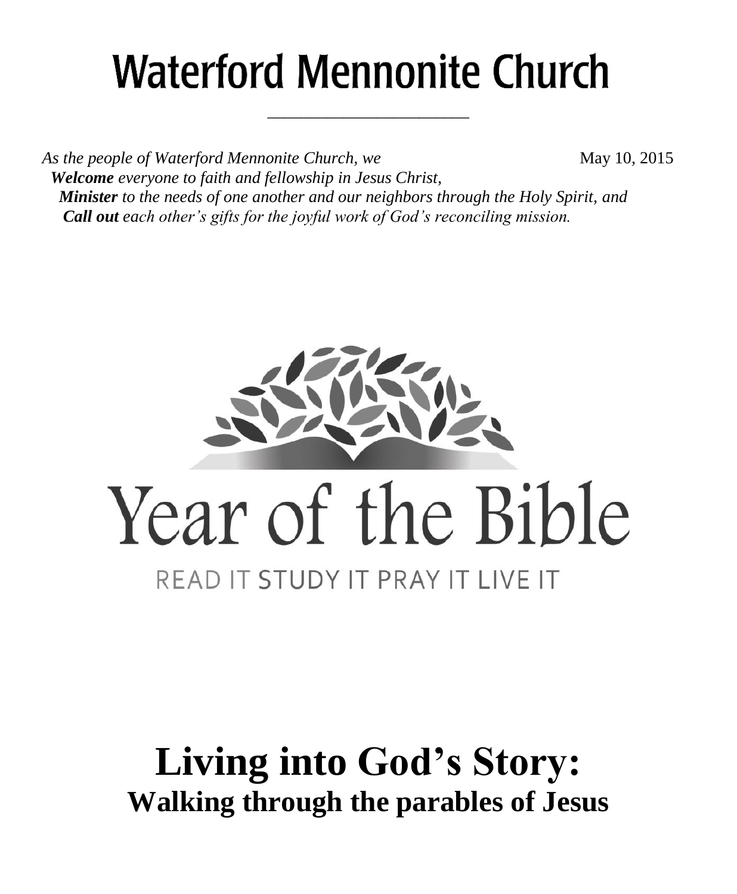# Waterford Mennonite Church

*As the people of Waterford Mennonite Church, we*

May 10, 2015

***Welcome*** *everyone to faith and fellowship in Jesus Christ,*
***Minister*** *to the needs of one another and our neighbors through the Holy Spirit, and*
***Call out*** *each other's gifts for the joyful work of God's reconciling mission.*

Year of the Bible

READ IT STUDY IT PRAY IT LIVE IT

# Living into God's Story:

## Walking through the parables of Jesus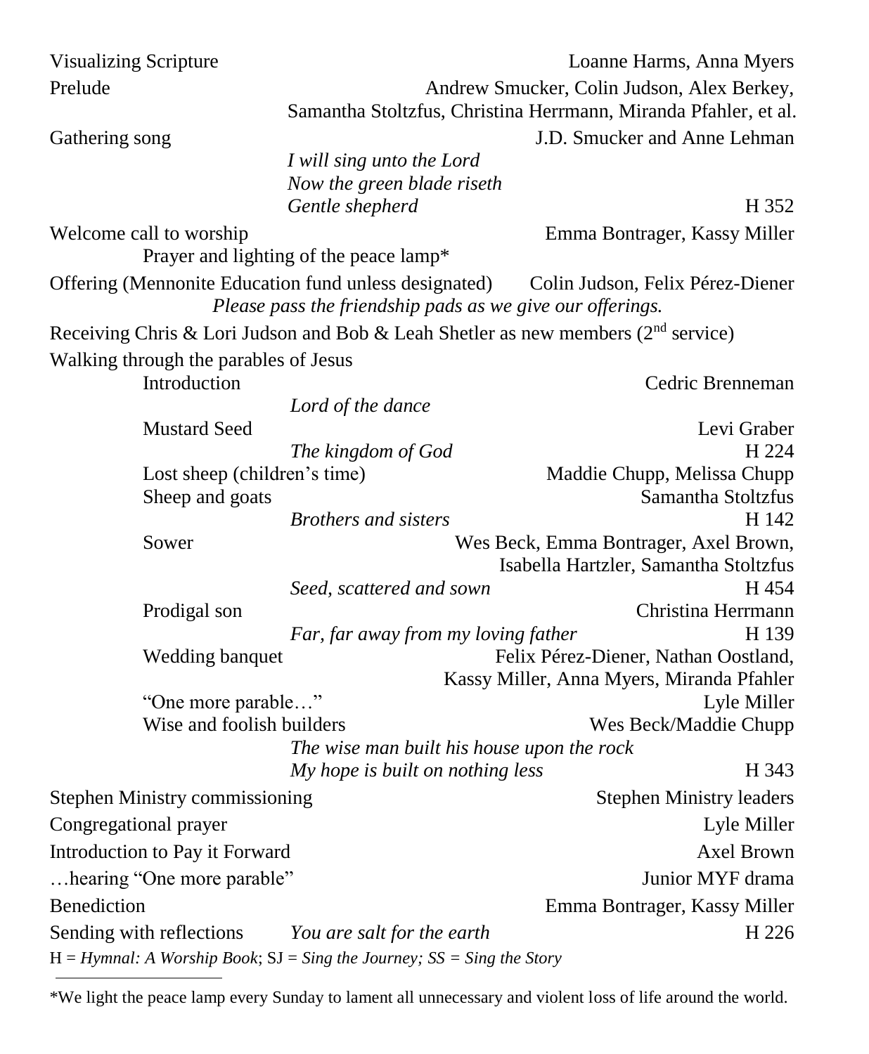Visualizing Scripture — Loanne Harms, Anna Myers

Prelude — Andrew Smucker, Colin Judson, Alex Berkey, Samantha Stoltzfus, Christina Herrmann, Miranda Pfahler, et al.

Gathering song — J.D. Smucker and Anne Lehman

*I will sing unto the Lord*
*Now the green blade riseth*
*Gentle shepherd* — H 352

Welcome call to worship — Emma Bontrager, Kassy Miller

Prayer and lighting of the peace lamp*

Offering (Mennonite Education fund unless designated) — Colin Judson, Felix Pérez-Diener

*Please pass the friendship pads as we give our offerings.*

Receiving Chris & Lori Judson and Bob & Leah Shetler as new members (2nd service)

Walking through the parables of Jesus

- Introduction — Cedric Brenneman
  - *Lord of the dance*
- Mustard Seed — Levi Graber
  - *The kingdom of God* — H 224
- Lost sheep (children's time) — Maddie Chupp, Melissa Chupp
- Sheep and goats — Samantha Stoltzfus
  - *Brothers and sisters* — H 142
- Sower — Wes Beck, Emma Bontrager, Axel Brown, Isabella Hartzler, Samantha Stoltzfus
  - *Seed, scattered and sown* — H 454
- Prodigal son — Christina Herrmann
  - *Far, far away from my loving father* — H 139
- Wedding banquet — Felix Pérez-Diener, Nathan Oostland, Kassy Miller, Anna Myers, Miranda Pfahler
- "One more parable…" — Lyle Miller
- Wise and foolish builders — Wes Beck/Maddie Chupp
  - *The wise man built his house upon the rock*
  - *My hope is built on nothing less* — H 343

Stephen Ministry commissioning — Stephen Ministry leaders

Congregational prayer — Lyle Miller

Introduction to Pay it Forward — Axel Brown

…hearing "One more parable" — Junior MYF drama

Benediction — Emma Bontrager, Kassy Miller

Sending with reflections — *You are salt for the earth* — H 226

H = *Hymnal: A Worship Book*; SJ = *Sing the Journey; SS = Sing the Story*

---

*We light the peace lamp every Sunday to lament all unnecessary and violent loss of life around the world.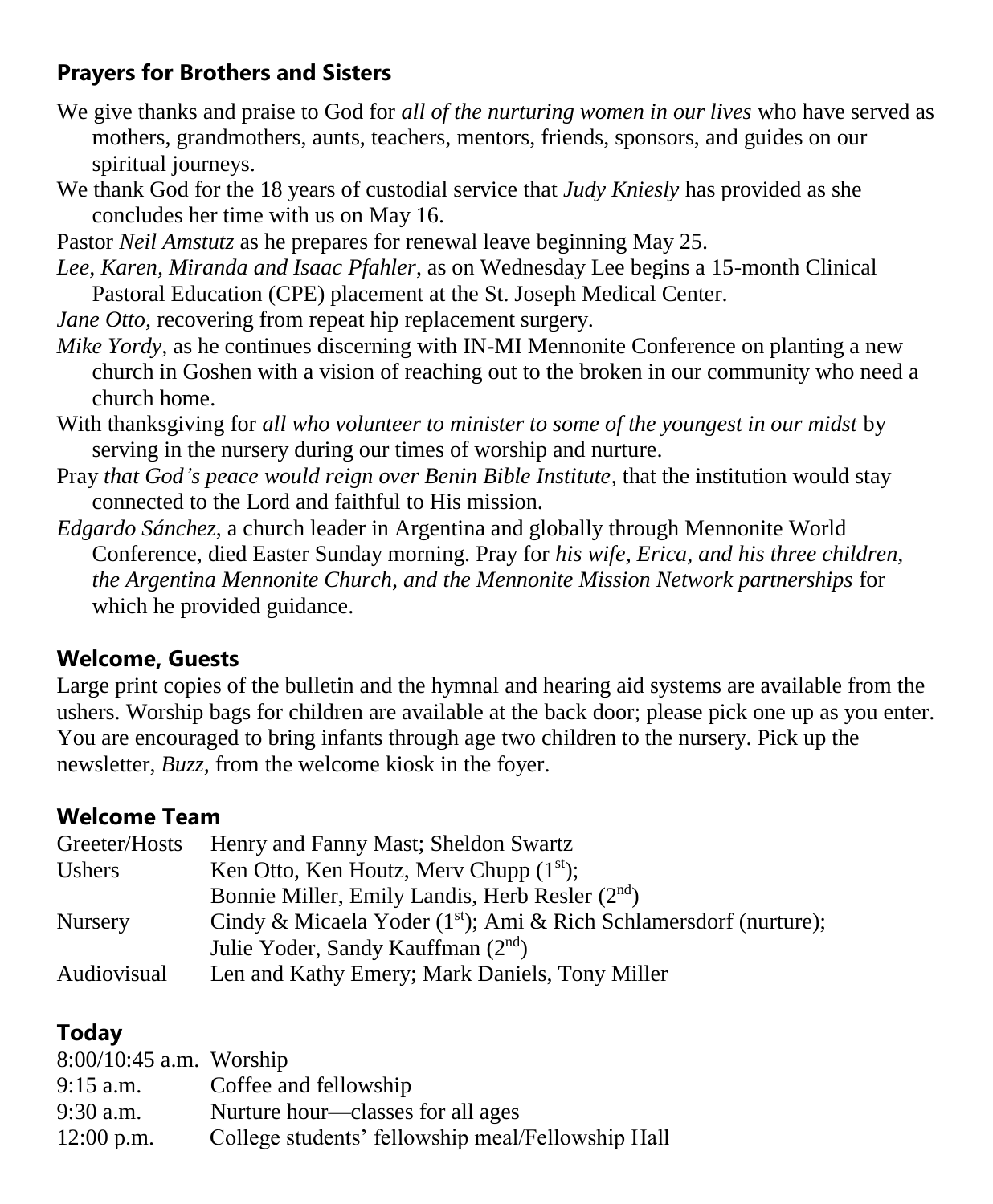### **Prayers for Brothers and Sisters**

We give thanks and praise to God for *all of the nurturing women in our lives* who have served as mothers, grandmothers, aunts, teachers, mentors, friends, sponsors, and guides on our spiritual journeys.

We thank God for the 18 years of custodial service that *Judy Kniesly* has provided as she concludes her time with us on May 16.

Pastor *Neil Amstutz* as he prepares for renewal leave beginning May 25.

*Lee, Karen, Miranda and Isaac Pfahler*, as on Wednesday Lee begins a 15-month Clinical Pastoral Education (CPE) placement at the St. Joseph Medical Center.

*Jane Otto,* recovering from repeat hip replacement surgery.

*Mike Yordy,* as he continues discerning with IN-MI Mennonite Conference on planting a new church in Goshen with a vision of reaching out to the broken in our community who need a church home.

With thanksgiving for *all who volunteer to minister to some of the youngest in our midst* by serving in the nursery during our times of worship and nurture.

Pray *that God's peace would reign over Benin Bible Institute*, that the institution would stay connected to the Lord and faithful to His mission.

*Edgardo Sánchez*, a church leader in Argentina and globally through Mennonite World Conference, died Easter Sunday morning. Pray for *his wife, Erica, and his three children, the Argentina Mennonite Church, and the Mennonite Mission Network partnerships* for which he provided guidance.

### **Welcome, Guests**

Large print copies of the bulletin and the hymnal and hearing aid systems are available from the ushers. Worship bags for children are available at the back door; please pick one up as you enter. You are encouraged to bring infants through age two children to the nursery. Pick up the newsletter, *Buzz,* from the welcome kiosk in the foyer.

### **Welcome Team**

| | |
|---|---|
| Greeter/Hosts | Henry and Fanny Mast; Sheldon Swartz |
| Ushers | Ken Otto, Ken Houtz, Merv Chupp (1st); Bonnie Miller, Emily Landis, Herb Resler (2nd) |
| Nursery | Cindy & Micaela Yoder (1st); Ami & Rich Schlamersdorf (nurture); Julie Yoder, Sandy Kauffman (2nd) |
| Audiovisual | Len and Kathy Emery; Mark Daniels, Tony Miller |

### **Today**

| | |
|---|---|
| 8:00/10:45 a.m. | Worship |
| 9:15 a.m. | Coffee and fellowship |
| 9:30 a.m. | Nurture hour—classes for all ages |
| 12:00 p.m. | College students' fellowship meal/Fellowship Hall |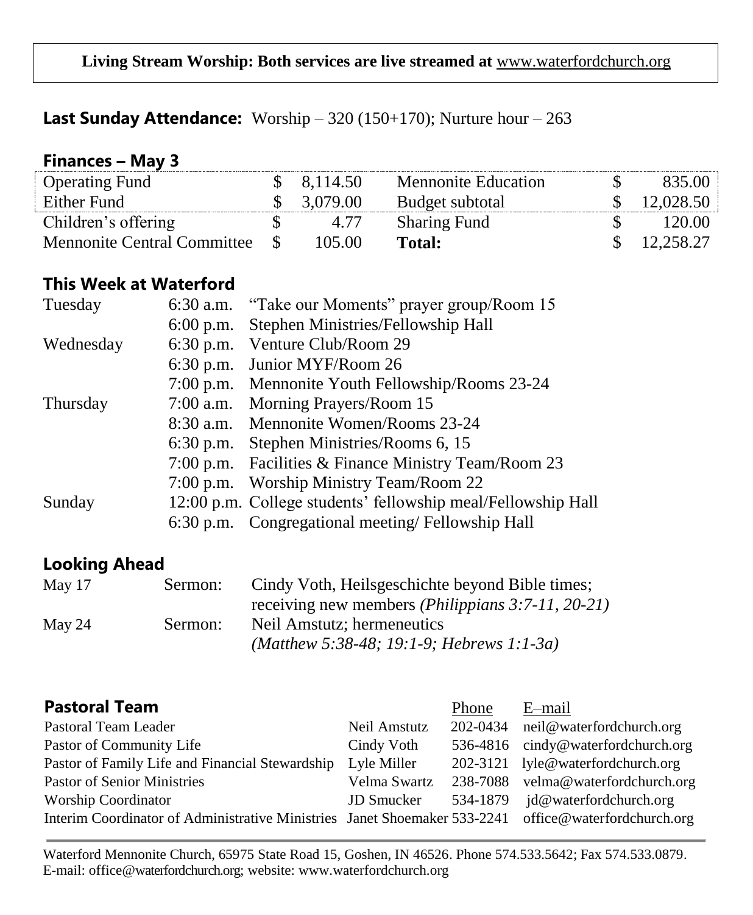**Living Stream Worship: Both services are live streamed at** www.waterfordchurch.org

**Last Sunday Attendance:** Worship – 320 (150+170); Nurture hour – 263

## Finances – May 3

| | | | |
|---|---|---|---|
| Operating Fund | $ 8,114.50 | Mennonite Education | $ 835.00 |
| Either Fund | $ 3,079.00 | Budget subtotal | $ 12,028.50 |
| Children's offering | $ 4.77 | Sharing Fund | $ 120.00 |
| Mennonite Central Committee | $ 105.00 | **Total:** | $ 12,258.27 |

## This Week at Waterford

| | | |
|---|---|---|
| Tuesday | 6:30 a.m. | "Take our Moments" prayer group/Room 15 |
| | 6:00 p.m. | Stephen Ministries/Fellowship Hall |
| Wednesday | 6:30 p.m. | Venture Club/Room 29 |
| | 6:30 p.m. | Junior MYF/Room 26 |
| | 7:00 p.m. | Mennonite Youth Fellowship/Rooms 23-24 |
| Thursday | 7:00 a.m. | Morning Prayers/Room 15 |
| | 8:30 a.m. | Mennonite Women/Rooms 23-24 |
| | 6:30 p.m. | Stephen Ministries/Rooms 6, 15 |
| | 7:00 p.m. | Facilities & Finance Ministry Team/Room 23 |
| | 7:00 p.m. | Worship Ministry Team/Room 22 |
| Sunday | 12:00 p.m. | College students' fellowship meal/Fellowship Hall |
| | 6:30 p.m. | Congregational meeting/ Fellowship Hall |

## Looking Ahead

| | | |
|---|---|---|
| May 17 | Sermon: | Cindy Voth, Heilsgeschichte beyond Bible times; receiving new members *(Philippians 3:7-11, 20-21)* |
| May 24 | Sermon: | Neil Amstutz; hermeneutics *(Matthew 5:38-48; 19:1-9; Hebrews 1:1-3a)* |

## Pastoral Team

| | | Phone | E–mail |
|---|---|---|---|
| Pastoral Team Leader | Neil Amstutz | 202-0434 | neil@waterfordchurch.org |
| Pastor of Community Life | Cindy Voth | 536-4816 | cindy@waterfordchurch.org |
| Pastor of Family Life and Financial Stewardship | Lyle Miller | 202-3121 | lyle@waterfordchurch.org |
| Pastor of Senior Ministries | Velma Swartz | 238-7088 | velma@waterfordchurch.org |
| Worship Coordinator | JD Smucker | 534-1879 | jd@waterfordchurch.org |
| Interim Coordinator of Administrative Ministries | Janet Shoemaker | 533-2241 | office@waterfordchurch.org |

Waterford Mennonite Church, 65975 State Road 15, Goshen, IN 46526. Phone 574.533.5642; Fax 574.533.0879.
E-mail: office@waterfordchurch.org; website: www.waterfordchurch.org